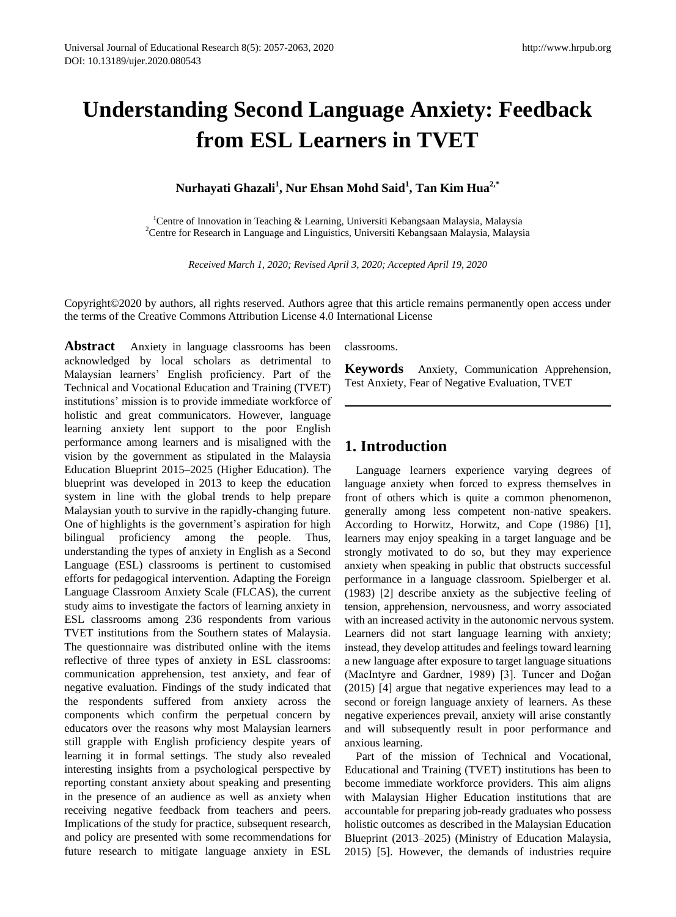# Understanding Second Language Anxiety: Feedback from ESL Learners in TVET

**Nurhayati Ghazali[1], Nur Ehsan Mohd Said[1], Tan Kim Hua[2,*]**

[1]Centre of Innovation in Teaching & Learning, Universiti Kebangsaan Malaysia, Malaysia
[2]Centre for Research in Language and Linguistics, Universiti Kebangsaan Malaysia, Malaysia

*Received March 1, 2020; Revised April 3, 2020; Accepted April 19, 2020*

Copyright©2020 by authors, all rights reserved. Authors agree that this article remains permanently open access under the terms of the Creative Commons Attribution License 4.0 International License

**Abstract** Anxiety in language classrooms has been acknowledged by local scholars as detrimental to Malaysian learners' English proficiency. Part of the Technical and Vocational Education and Training (TVET) institutions' mission is to provide immediate workforce of holistic and great communicators. However, language learning anxiety lent support to the poor English performance among learners and is misaligned with the vision by the government as stipulated in the Malaysia Education Blueprint 2015–2025 (Higher Education). The blueprint was developed in 2013 to keep the education system in line with the global trends to help prepare Malaysian youth to survive in the rapidly-changing future. One of highlights is the government's aspiration for high bilingual proficiency among the people. Thus, understanding the types of anxiety in English as a Second Language (ESL) classrooms is pertinent to customised efforts for pedagogical intervention. Adapting the Foreign Language Classroom Anxiety Scale (FLCAS), the current study aims to investigate the factors of learning anxiety in ESL classrooms among 236 respondents from various TVET institutions from the Southern states of Malaysia. The questionnaire was distributed online with the items reflective of three types of anxiety in ESL classrooms: communication apprehension, test anxiety, and fear of negative evaluation. Findings of the study indicated that the respondents suffered from anxiety across the components which confirm the perpetual concern by educators over the reasons why most Malaysian learners still grapple with English proficiency despite years of learning it in formal settings. The study also revealed interesting insights from a psychological perspective by reporting constant anxiety about speaking and presenting in the presence of an audience as well as anxiety when receiving negative feedback from teachers and peers. Implications of the study for practice, subsequent research, and policy are presented with some recommendations for future research to mitigate language anxiety in ESL classrooms.

**Keywords** Anxiety, Communication Apprehension, Test Anxiety, Fear of Negative Evaluation, TVET

## 1. Introduction

Language learners experience varying degrees of language anxiety when forced to express themselves in front of others which is quite a common phenomenon, generally among less competent non-native speakers. According to Horwitz, Horwitz, and Cope (1986) [1], learners may enjoy speaking in a target language and be strongly motivated to do so, but they may experience anxiety when speaking in public that obstructs successful performance in a language classroom. Spielberger et al. (1983) [2] describe anxiety as the subjective feeling of tension, apprehension, nervousness, and worry associated with an increased activity in the autonomic nervous system. Learners did not start language learning with anxiety; instead, they develop attitudes and feelings toward learning a new language after exposure to target language situations (MacIntyre and Gardner, 1989) [3]. Tuncer and Doğan (2015) [4] argue that negative experiences may lead to a second or foreign language anxiety of learners. As these negative experiences prevail, anxiety will arise constantly and will subsequently result in poor performance and anxious learning.

Part of the mission of Technical and Vocational, Educational and Training (TVET) institutions has been to become immediate workforce providers. This aim aligns with Malaysian Higher Education institutions that are accountable for preparing job-ready graduates who possess holistic outcomes as described in the Malaysian Education Blueprint (2013–2025) (Ministry of Education Malaysia, 2015) [5]. However, the demands of industries require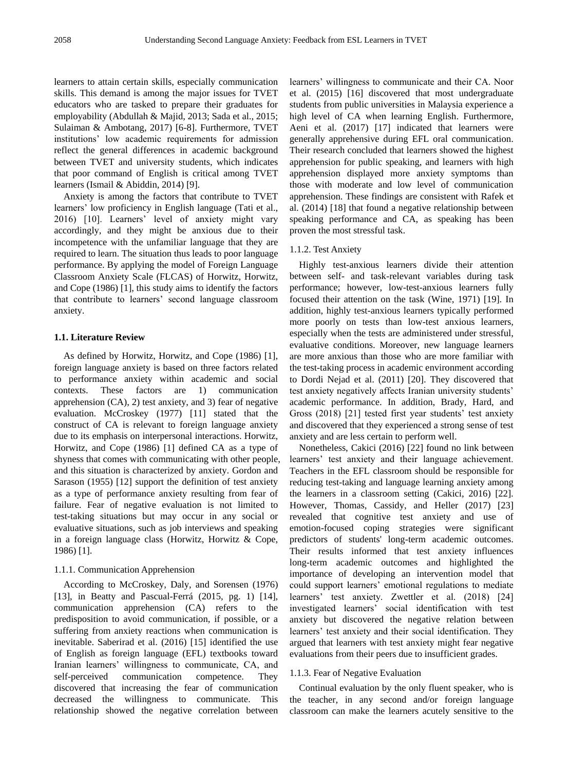learners to attain certain skills, especially communication skills. This demand is among the major issues for TVET educators who are tasked to prepare their graduates for employability (Abdullah & Majid, 2013; Sada et al., 2015; Sulaiman & Ambotang, 2017) [6-8]. Furthermore, TVET institutions' low academic requirements for admission reflect the general differences in academic background between TVET and university students, which indicates that poor command of English is critical among TVET learners (Ismail & Abiddin, 2014) [9].

Anxiety is among the factors that contribute to TVET learners' low proficiency in English language (Tati et al., 2016) [10]. Learners' level of anxiety might vary accordingly, and they might be anxious due to their incompetence with the unfamiliar language that they are required to learn. The situation thus leads to poor language performance. By applying the model of Foreign Language Classroom Anxiety Scale (FLCAS) of Horwitz, Horwitz, and Cope (1986) [1], this study aims to identify the factors that contribute to learners' second language classroom anxiety.

### 1.1. Literature Review

As defined by Horwitz, Horwitz, and Cope (1986) [1], foreign language anxiety is based on three factors related to performance anxiety within academic and social contexts. These factors are 1) communication apprehension (CA), 2) test anxiety, and 3) fear of negative evaluation. McCroskey (1977) [11] stated that the construct of CA is relevant to foreign language anxiety due to its emphasis on interpersonal interactions. Horwitz, Horwitz, and Cope (1986) [1] defined CA as a type of shyness that comes with communicating with other people, and this situation is characterized by anxiety. Gordon and Sarason (1955) [12] support the definition of test anxiety as a type of performance anxiety resulting from fear of failure. Fear of negative evaluation is not limited to test-taking situations but may occur in any social or evaluative situations, such as job interviews and speaking in a foreign language class (Horwitz, Horwitz & Cope, 1986) [1].

#### 1.1.1. Communication Apprehension

According to McCroskey, Daly, and Sorensen (1976) [13], in Beatty and Pascual-Ferrá (2015, pg. 1) [14], communication apprehension (CA) refers to the predisposition to avoid communication, if possible, or a suffering from anxiety reactions when communication is inevitable. Saberirad et al. (2016) [15] identified the use of English as foreign language (EFL) textbooks toward Iranian learners' willingness to communicate, CA, and self-perceived communication competence. They discovered that increasing the fear of communication decreased the willingness to communicate. This relationship showed the negative correlation between learners' willingness to communicate and their CA. Noor et al. (2015) [16] discovered that most undergraduate students from public universities in Malaysia experience a high level of CA when learning English. Furthermore, Aeni et al. (2017) [17] indicated that learners were generally apprehensive during EFL oral communication. Their research concluded that learners showed the highest apprehension for public speaking, and learners with high apprehension displayed more anxiety symptoms than those with moderate and low level of communication apprehension. These findings are consistent with Rafek et al. (2014) [18] that found a negative relationship between speaking performance and CA, as speaking has been proven the most stressful task.

#### 1.1.2. Test Anxiety

Highly test-anxious learners divide their attention between self- and task-relevant variables during task performance; however, low-test-anxious learners fully focused their attention on the task (Wine, 1971) [19]. In addition, highly test-anxious learners typically performed more poorly on tests than low-test anxious learners, especially when the tests are administered under stressful, evaluative conditions. Moreover, new language learners are more anxious than those who are more familiar with the test-taking process in academic environment according to Dordi Nejad et al. (2011) [20]. They discovered that test anxiety negatively affects Iranian university students' academic performance. In addition, Brady, Hard, and Gross (2018) [21] tested first year students' test anxiety and discovered that they experienced a strong sense of test anxiety and are less certain to perform well.

Nonetheless, Cakici (2016) [22] found no link between learners' test anxiety and their language achievement. Teachers in the EFL classroom should be responsible for reducing test-taking and language learning anxiety among the learners in a classroom setting (Cakici, 2016) [22]. However, Thomas, Cassidy, and Heller (2017) [23] revealed that cognitive test anxiety and use of emotion-focused coping strategies were significant predictors of students' long-term academic outcomes. Their results informed that test anxiety influences long-term academic outcomes and highlighted the importance of developing an intervention model that could support learners' emotional regulations to mediate learners' test anxiety. Zwettler et al. (2018) [24] investigated learners' social identification with test anxiety but discovered the negative relation between learners' test anxiety and their social identification. They argued that learners with test anxiety might fear negative evaluations from their peers due to insufficient grades.

#### 1.1.3. Fear of Negative Evaluation

Continual evaluation by the only fluent speaker, who is the teacher, in any second and/or foreign language classroom can make the learners acutely sensitive to the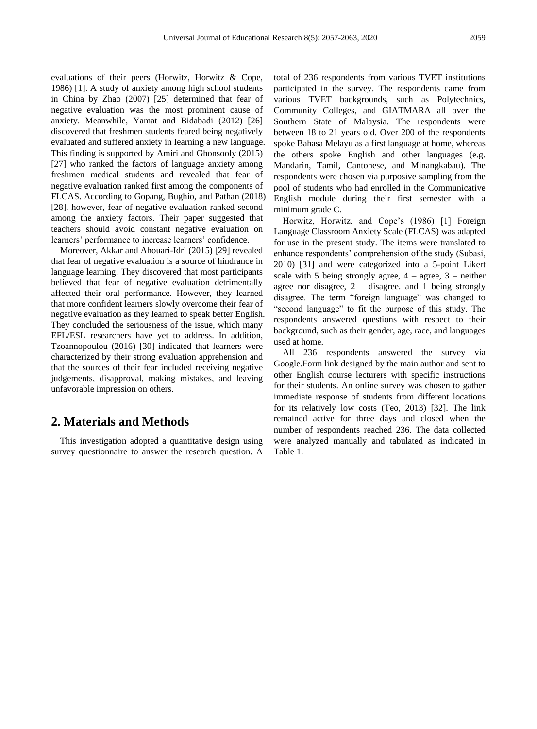evaluations of their peers (Horwitz, Horwitz & Cope, 1986) [1]. A study of anxiety among high school students in China by Zhao (2007) [25] determined that fear of negative evaluation was the most prominent cause of anxiety. Meanwhile, Yamat and Bidabadi (2012) [26] discovered that freshmen students feared being negatively evaluated and suffered anxiety in learning a new language. This finding is supported by Amiri and Ghonsooly (2015) [27] who ranked the factors of language anxiety among freshmen medical students and revealed that fear of negative evaluation ranked first among the components of FLCAS. According to Gopang, Bughio, and Pathan (2018) [28], however, fear of negative evaluation ranked second among the anxiety factors. Their paper suggested that teachers should avoid constant negative evaluation on learners' performance to increase learners' confidence.

Moreover, Akkar and Ahouari-Idri (2015) [29] revealed that fear of negative evaluation is a source of hindrance in language learning. They discovered that most participants believed that fear of negative evaluation detrimentally affected their oral performance. However, they learned that more confident learners slowly overcome their fear of negative evaluation as they learned to speak better English. They concluded the seriousness of the issue, which many EFL/ESL researchers have yet to address. In addition, Tzoannopoulou (2016) [30] indicated that learners were characterized by their strong evaluation apprehension and that the sources of their fear included receiving negative judgements, disapproval, making mistakes, and leaving unfavorable impression on others.

## 2. Materials and Methods

This investigation adopted a quantitative design using survey questionnaire to answer the research question. A total of 236 respondents from various TVET institutions participated in the survey. The respondents came from various TVET backgrounds, such as Polytechnics, Community Colleges, and GIATMARA all over the Southern State of Malaysia. The respondents were between 18 to 21 years old. Over 200 of the respondents spoke Bahasa Melayu as a first language at home, whereas the others spoke English and other languages (e.g. Mandarin, Tamil, Cantonese, and Minangkabau). The respondents were chosen via purposive sampling from the pool of students who had enrolled in the Communicative English module during their first semester with a minimum grade C.

Horwitz, Horwitz, and Cope's (1986) [1] Foreign Language Classroom Anxiety Scale (FLCAS) was adapted for use in the present study. The items were translated to enhance respondents' comprehension of the study (Subasi, 2010) [31] and were categorized into a 5-point Likert scale with 5 being strongly agree, 4 – agree, 3 – neither agree nor disagree, 2 – disagree. and 1 being strongly disagree. The term "foreign language" was changed to "second language" to fit the purpose of this study. The respondents answered questions with respect to their background, such as their gender, age, race, and languages used at home.

All 236 respondents answered the survey via Google.Form link designed by the main author and sent to other English course lecturers with specific instructions for their students. An online survey was chosen to gather immediate response of students from different locations for its relatively low costs (Teo, 2013) [32]. The link remained active for three days and closed when the number of respondents reached 236. The data collected were analyzed manually and tabulated as indicated in Table 1.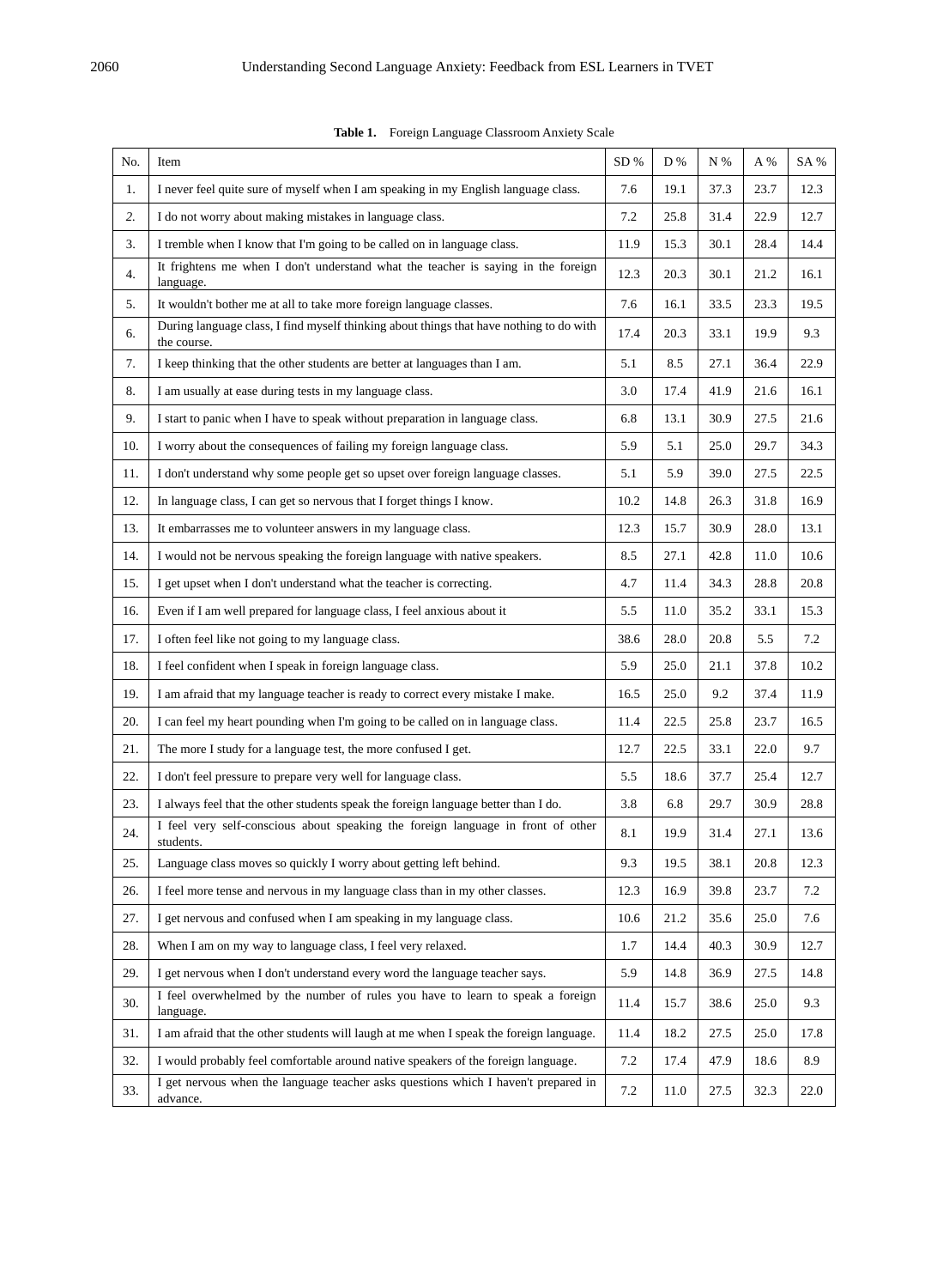**Table 1.** Foreign Language Classroom Anxiety Scale

| No. | Item | SD % | D % | N % | A % | SA % |
|---|---|---|---|---|---|---|
| 1. | I never feel quite sure of myself when I am speaking in my English language class. | 7.6 | 19.1 | 37.3 | 23.7 | 12.3 |
| *2.* | I do not worry about making mistakes in language class. | 7.2 | 25.8 | 31.4 | 22.9 | 12.7 |
| 3. | I tremble when I know that I'm going to be called on in language class. | 11.9 | 15.3 | 30.1 | 28.4 | 14.4 |
| 4. | It frightens me when I don't understand what the teacher is saying in the foreign language. | 12.3 | 20.3 | 30.1 | 21.2 | 16.1 |
| 5. | It wouldn't bother me at all to take more foreign language classes. | 7.6 | 16.1 | 33.5 | 23.3 | 19.5 |
| 6. | During language class, I find myself thinking about things that have nothing to do with the course. | 17.4 | 20.3 | 33.1 | 19.9 | 9.3 |
| 7. | I keep thinking that the other students are better at languages than I am. | 5.1 | 8.5 | 27.1 | 36.4 | 22.9 |
| 8. | I am usually at ease during tests in my language class. | 3.0 | 17.4 | 41.9 | 21.6 | 16.1 |
| 9. | I start to panic when I have to speak without preparation in language class. | 6.8 | 13.1 | 30.9 | 27.5 | 21.6 |
| 10. | I worry about the consequences of failing my foreign language class. | 5.9 | 5.1 | 25.0 | 29.7 | 34.3 |
| 11. | I don't understand why some people get so upset over foreign language classes. | 5.1 | 5.9 | 39.0 | 27.5 | 22.5 |
| 12. | In language class, I can get so nervous that I forget things I know. | 10.2 | 14.8 | 26.3 | 31.8 | 16.9 |
| 13. | It embarrasses me to volunteer answers in my language class. | 12.3 | 15.7 | 30.9 | 28.0 | 13.1 |
| 14. | I would not be nervous speaking the foreign language with native speakers. | 8.5 | 27.1 | 42.8 | 11.0 | 10.6 |
| 15. | I get upset when I don't understand what the teacher is correcting. | 4.7 | 11.4 | 34.3 | 28.8 | 20.8 |
| 16. | Even if I am well prepared for language class, I feel anxious about it | 5.5 | 11.0 | 35.2 | 33.1 | 15.3 |
| 17. | I often feel like not going to my language class. | 38.6 | 28.0 | 20.8 | 5.5 | 7.2 |
| 18. | I feel confident when I speak in foreign language class. | 5.9 | 25.0 | 21.1 | 37.8 | 10.2 |
| 19. | I am afraid that my language teacher is ready to correct every mistake I make. | 16.5 | 25.0 | 9.2 | 37.4 | 11.9 |
| 20. | I can feel my heart pounding when I'm going to be called on in language class. | 11.4 | 22.5 | 25.8 | 23.7 | 16.5 |
| 21. | The more I study for a language test, the more confused I get. | 12.7 | 22.5 | 33.1 | 22.0 | 9.7 |
| 22. | I don't feel pressure to prepare very well for language class. | 5.5 | 18.6 | 37.7 | 25.4 | 12.7 |
| 23. | I always feel that the other students speak the foreign language better than I do. | 3.8 | 6.8 | 29.7 | 30.9 | 28.8 |
| 24. | I feel very self-conscious about speaking the foreign language in front of other students. | 8.1 | 19.9 | 31.4 | 27.1 | 13.6 |
| 25. | Language class moves so quickly I worry about getting left behind. | 9.3 | 19.5 | 38.1 | 20.8 | 12.3 |
| 26. | I feel more tense and nervous in my language class than in my other classes. | 12.3 | 16.9 | 39.8 | 23.7 | 7.2 |
| 27. | I get nervous and confused when I am speaking in my language class. | 10.6 | 21.2 | 35.6 | 25.0 | 7.6 |
| 28. | When I am on my way to language class, I feel very relaxed. | 1.7 | 14.4 | 40.3 | 30.9 | 12.7 |
| 29. | I get nervous when I don't understand every word the language teacher says. | 5.9 | 14.8 | 36.9 | 27.5 | 14.8 |
| 30. | I feel overwhelmed by the number of rules you have to learn to speak a foreign language. | 11.4 | 15.7 | 38.6 | 25.0 | 9.3 |
| 31. | I am afraid that the other students will laugh at me when I speak the foreign language. | 11.4 | 18.2 | 27.5 | 25.0 | 17.8 |
| 32. | I would probably feel comfortable around native speakers of the foreign language. | 7.2 | 17.4 | 47.9 | 18.6 | 8.9 |
| 33. | I get nervous when the language teacher asks questions which I haven't prepared in advance. | 7.2 | 11.0 | 27.5 | 32.3 | 22.0 |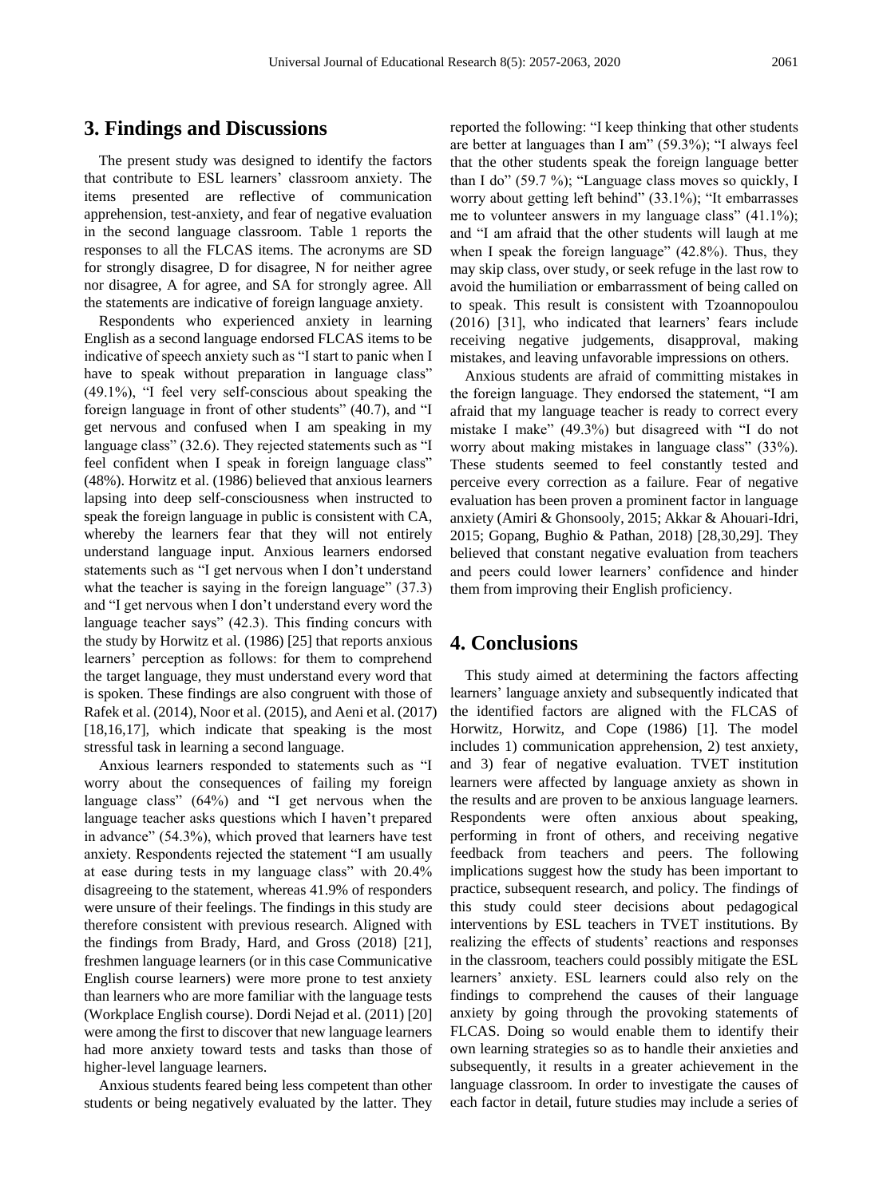## 3. Findings and Discussions

The present study was designed to identify the factors that contribute to ESL learners' classroom anxiety. The items presented are reflective of communication apprehension, test-anxiety, and fear of negative evaluation in the second language classroom. Table 1 reports the responses to all the FLCAS items. The acronyms are SD for strongly disagree, D for disagree, N for neither agree nor disagree, A for agree, and SA for strongly agree. All the statements are indicative of foreign language anxiety.

Respondents who experienced anxiety in learning English as a second language endorsed FLCAS items to be indicative of speech anxiety such as "I start to panic when I have to speak without preparation in language class" (49.1%), "I feel very self-conscious about speaking the foreign language in front of other students" (40.7), and "I get nervous and confused when I am speaking in my language class" (32.6). They rejected statements such as "I feel confident when I speak in foreign language class" (48%). Horwitz et al. (1986) believed that anxious learners lapsing into deep self-consciousness when instructed to speak the foreign language in public is consistent with CA, whereby the learners fear that they will not entirely understand language input. Anxious learners endorsed statements such as "I get nervous when I don't understand what the teacher is saying in the foreign language" (37.3) and "I get nervous when I don't understand every word the language teacher says" (42.3). This finding concurs with the study by Horwitz et al. (1986) [25] that reports anxious learners' perception as follows: for them to comprehend the target language, they must understand every word that is spoken. These findings are also congruent with those of Rafek et al. (2014), Noor et al. (2015), and Aeni et al. (2017) [18,16,17], which indicate that speaking is the most stressful task in learning a second language.

Anxious learners responded to statements such as "I worry about the consequences of failing my foreign language class" (64%) and "I get nervous when the language teacher asks questions which I haven't prepared in advance" (54.3%), which proved that learners have test anxiety. Respondents rejected the statement "I am usually at ease during tests in my language class" with 20.4% disagreeing to the statement, whereas 41.9% of responders were unsure of their feelings. The findings in this study are therefore consistent with previous research. Aligned with the findings from Brady, Hard, and Gross (2018) [21], freshmen language learners (or in this case Communicative English course learners) were more prone to test anxiety than learners who are more familiar with the language tests (Workplace English course). Dordi Nejad et al. (2011) [20] were among the first to discover that new language learners had more anxiety toward tests and tasks than those of higher-level language learners.

Anxious students feared being less competent than other students or being negatively evaluated by the latter. They reported the following: "I keep thinking that other students are better at languages than I am" (59.3%); "I always feel that the other students speak the foreign language better than I do" (59.7 %); "Language class moves so quickly, I worry about getting left behind" (33.1%); "It embarrasses me to volunteer answers in my language class" (41.1%); and "I am afraid that the other students will laugh at me when I speak the foreign language" (42.8%). Thus, they may skip class, over study, or seek refuge in the last row to avoid the humiliation or embarrassment of being called on to speak. This result is consistent with Tzoannopoulou (2016) [31], who indicated that learners' fears include receiving negative judgements, disapproval, making mistakes, and leaving unfavorable impressions on others.

Anxious students are afraid of committing mistakes in the foreign language. They endorsed the statement, "I am afraid that my language teacher is ready to correct every mistake I make" (49.3%) but disagreed with "I do not worry about making mistakes in language class" (33%). These students seemed to feel constantly tested and perceive every correction as a failure. Fear of negative evaluation has been proven a prominent factor in language anxiety (Amiri & Ghonsooly, 2015; Akkar & Ahouari-Idri, 2015; Gopang, Bughio & Pathan, 2018) [28,30,29]. They believed that constant negative evaluation from teachers and peers could lower learners' confidence and hinder them from improving their English proficiency.

## 4. Conclusions

This study aimed at determining the factors affecting learners' language anxiety and subsequently indicated that the identified factors are aligned with the FLCAS of Horwitz, Horwitz, and Cope (1986) [1]. The model includes 1) communication apprehension, 2) test anxiety, and 3) fear of negative evaluation. TVET institution learners were affected by language anxiety as shown in the results and are proven to be anxious language learners. Respondents were often anxious about speaking, performing in front of others, and receiving negative feedback from teachers and peers. The following implications suggest how the study has been important to practice, subsequent research, and policy. The findings of this study could steer decisions about pedagogical interventions by ESL teachers in TVET institutions. By realizing the effects of students' reactions and responses in the classroom, teachers could possibly mitigate the ESL learners' anxiety. ESL learners could also rely on the findings to comprehend the causes of their language anxiety by going through the provoking statements of FLCAS. Doing so would enable them to identify their own learning strategies so as to handle their anxieties and subsequently, it results in a greater achievement in the language classroom. In order to investigate the causes of each factor in detail, future studies may include a series of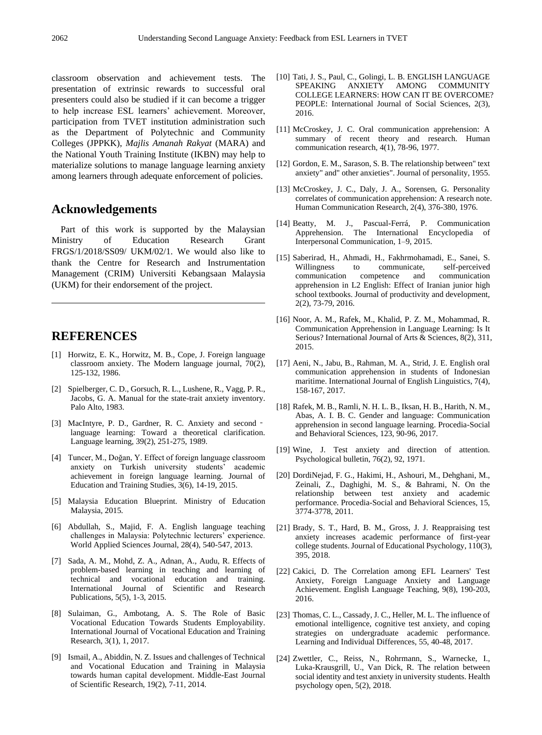classroom observation and achievement tests. The presentation of extrinsic rewards to successful oral presenters could also be studied if it can become a trigger to help increase ESL learners' achievement. Moreover, participation from TVET institution administration such as the Department of Polytechnic and Community Colleges (JPPKK), *Majlis Amanah Rakyat* (MARA) and the National Youth Training Institute (IKBN) may help to materialize solutions to manage language learning anxiety among learners through adequate enforcement of policies.

## Acknowledgements

Part of this work is supported by the Malaysian Ministry of Education Research Grant FRGS/1/2018/SS09/ UKM/02/1. We would also like to thank the Centre for Research and Instrumentation Management (CRIM) Universiti Kebangsaan Malaysia (UKM) for their endorsement of the project.

## REFERENCES

[1] Horwitz, E. K., Horwitz, M. B., Cope, J. Foreign language classroom anxiety. The Modern language journal, 70(2), 125-132, 1986.

[2] Spielberger, C. D., Gorsuch, R. L., Lushene, R., Vagg, P. R., Jacobs, G. A. Manual for the state-trait anxiety inventory. Palo Alto, 1983.

[3] MacIntyre, P. D., Gardner, R. C. Anxiety and second‐language learning: Toward a theoretical clarification. Language learning, 39(2), 251-275, 1989.

[4] Tuncer, M., Doğan, Y. Effect of foreign language classroom anxiety on Turkish university students' academic achievement in foreign language learning. Journal of Education and Training Studies, 3(6), 14-19, 2015.

[5] Malaysia Education Blueprint. Ministry of Education Malaysia, 2015.

[6] Abdullah, S., Majid, F. A. English language teaching challenges in Malaysia: Polytechnic lecturers' experience. World Applied Sciences Journal, 28(4), 540-547, 2013.

[7] Sada, A. M., Mohd, Z. A., Adnan, A., Audu, R. Effects of problem-based learning in teaching and learning of technical and vocational education and training. International Journal of Scientific and Research Publications, 5(5), 1-3, 2015.

[8] Sulaiman, G., Ambotang, A. S. The Role of Basic Vocational Education Towards Students Employability. International Journal of Vocational Education and Training Research, 3(1), 1, 2017.

[9] Ismail, A., Abiddin, N. Z. Issues and challenges of Technical and Vocational Education and Training in Malaysia towards human capital development. Middle-East Journal of Scientific Research, 19(2), 7-11, 2014.

[10] Tati, J. S., Paul, C., Golingi, L. B. ENGLISH LANGUAGE SPEAKING ANXIETY AMONG COMMUNITY COLLEGE LEARNERS: HOW CAN IT BE OVERCOME? PEOPLE: International Journal of Social Sciences, 2(3), 2016.

[11] McCroskey, J. C. Oral communication apprehension: A summary of recent theory and research. Human communication research, 4(1), 78-96, 1977.

[12] Gordon, E. M., Sarason, S. B. The relationship between" text anxiety" and" other anxieties". Journal of personality, 1955.

[13] McCroskey, J. C., Daly, J. A., Sorensen, G. Personality correlates of communication apprehension: A research note. Human Communication Research, 2(4), 376-380, 1976.

[14] Beatty, M. J., Pascual-Ferrá, P. Communication Apprehension. The International Encyclopedia of Interpersonal Communication, 1–9, 2015.

[15] Saberirad, H., Ahmadi, H., Fakhrmohamadi, E., Sanei, S. Willingness to communicate, self-perceived communication competence and communication apprehension in L2 English: Effect of Iranian junior high school textbooks. Journal of productivity and development, 2(2), 73-79, 2016.

[16] Noor, A. M., Rafek, M., Khalid, P. Z. M., Mohammad, R. Communication Apprehension in Language Learning: Is It Serious? International Journal of Arts & Sciences, 8(2), 311, 2015.

[17] Aeni, N., Jabu, B., Rahman, M. A., Strid, J. E. English oral communication apprehension in students of Indonesian maritime. International Journal of English Linguistics, 7(4), 158-167, 2017.

[18] Rafek, M. B., Ramli, N. H. L. B., Iksan, H. B., Harith, N. M., Abas, A. I. B. C. Gender and language: Communication apprehension in second language learning. Procedia-Social and Behavioral Sciences, 123, 90-96, 2017.

[19] Wine, J. Test anxiety and direction of attention. Psychological bulletin, 76(2), 92, 1971.

[20] DordiNejad, F. G., Hakimi, H., Ashouri, M., Dehghani, M., Zeinali, Z., Daghighi, M. S., & Bahrami, N. On the relationship between test anxiety and academic performance. Procedia-Social and Behavioral Sciences, 15, 3774-3778, 2011.

[21] Brady, S. T., Hard, B. M., Gross, J. J. Reappraising test anxiety increases academic performance of first-year college students. Journal of Educational Psychology, 110(3), 395, 2018.

[22] Cakici, D. The Correlation among EFL Learners' Test Anxiety, Foreign Language Anxiety and Language Achievement. English Language Teaching, 9(8), 190-203, 2016.

[23] Thomas, C. L., Cassady, J. C., Heller, M. L. The influence of emotional intelligence, cognitive test anxiety, and coping strategies on undergraduate academic performance. Learning and Individual Differences, 55, 40-48, 2017.

[24] Zwettler, C., Reiss, N., Rohrmann, S., Warnecke, I., Luka-Krausgrill, U., Van Dick, R. The relation between social identity and test anxiety in university students. Health psychology open, 5(2), 2018.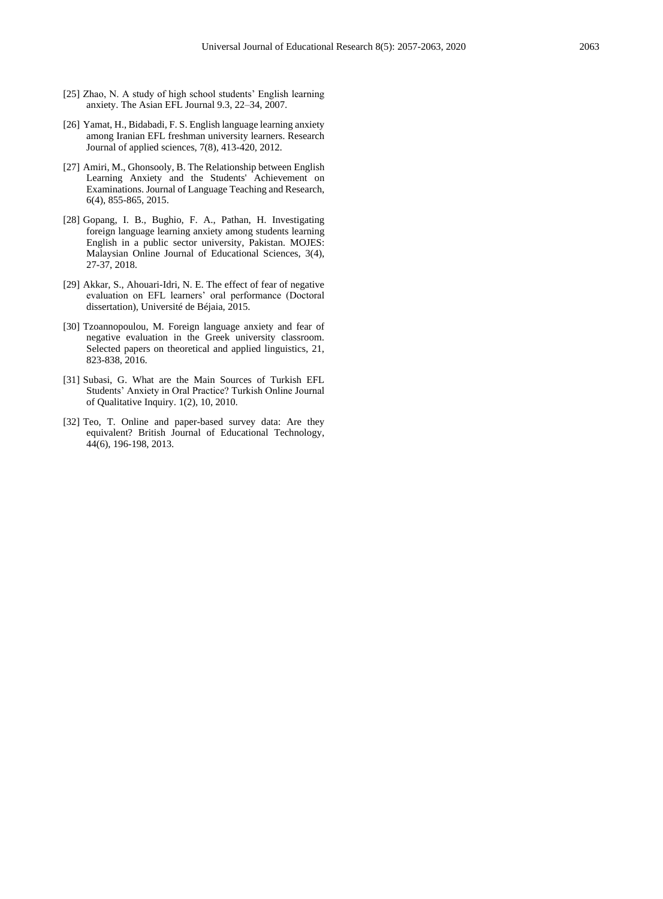[25] Zhao, N. A study of high school students' English learning anxiety. The Asian EFL Journal 9.3, 22–34, 2007.

[26] Yamat, H., Bidabadi, F. S. English language learning anxiety among Iranian EFL freshman university learners. Research Journal of applied sciences, 7(8), 413-420, 2012.

[27] Amiri, M., Ghonsooly, B. The Relationship between English Learning Anxiety and the Students' Achievement on Examinations. Journal of Language Teaching and Research, 6(4), 855-865, 2015.

[28] Gopang, I. B., Bughio, F. A., Pathan, H. Investigating foreign language learning anxiety among students learning English in a public sector university, Pakistan. MOJES: Malaysian Online Journal of Educational Sciences, 3(4), 27-37, 2018.

[29] Akkar, S., Ahouari-Idri, N. E. The effect of fear of negative evaluation on EFL learners' oral performance (Doctoral dissertation), Université de Béjaia, 2015.

[30] Tzoannopoulou, M. Foreign language anxiety and fear of negative evaluation in the Greek university classroom. Selected papers on theoretical and applied linguistics, 21, 823-838, 2016.

[31] Subasi, G. What are the Main Sources of Turkish EFL Students' Anxiety in Oral Practice? Turkish Online Journal of Qualitative Inquiry. 1(2), 10, 2010.

[32] Teo, T. Online and paper-based survey data: Are they equivalent? British Journal of Educational Technology, 44(6), 196-198, 2013.